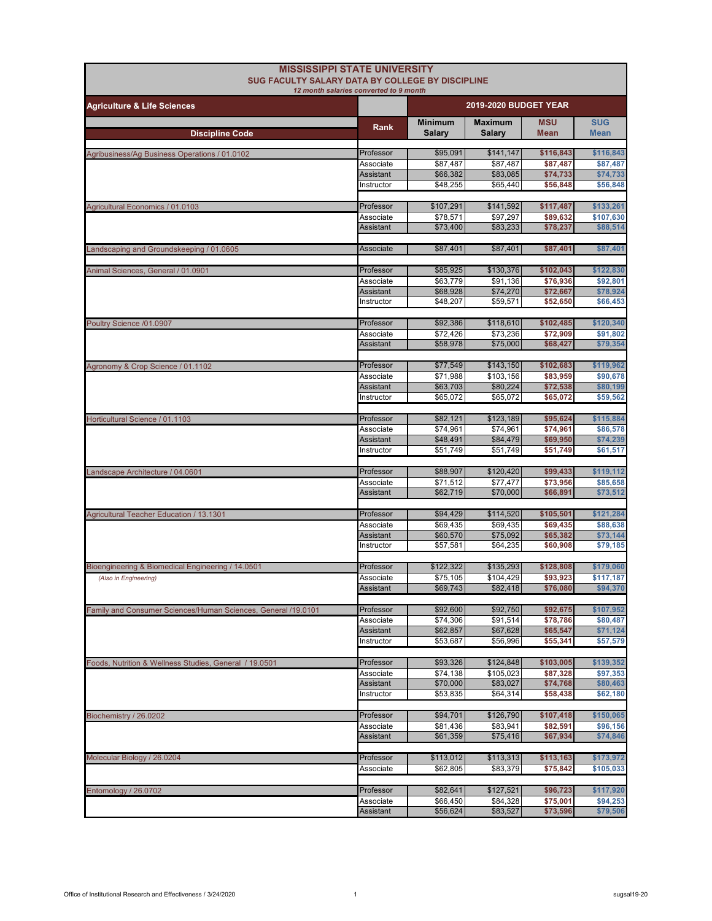# MISSISSIPPI STATE UNIVERSITY

## SUG FACULTY SALARY DATA BY COLLEGE BY DISCIPLINE

*12 month salaries converted to 9 month*

### Agriculture & Life Sciences

| Discipline Code | Rank | 2019-2020 BUDGET YEAR | | | |
|---|---|---|---|---|---|
| | | Minimum Salary | Maximum Salary | MSU Mean | SUG Mean |
| Agribusiness/Ag Business Operations / 01.0102 | Professor | $95,091 | $141,147 | $116,843 | $116,843 |
| | Associate | $87,487 | $87,487 | $87,487 | $87,487 |
| | Assistant | $66,382 | $83,085 | $74,733 | $74,733 |
| | Instructor | $48,255 | $65,440 | $56,848 | $56,848 |
| Agricultural Economics / 01.0103 | Professor | $107,291 | $141,592 | $117,487 | $133,261 |
| | Associate | $78,571 | $97,297 | $89,632 | $107,630 |
| | Assistant | $73,400 | $83,233 | $78,237 | $88,514 |
| Landscaping and Groundskeeping / 01.0605 | Associate | $87,401 | $87,401 | $87,401 | $87,401 |
| Animal Sciences, General / 01.0901 | Professor | $85,925 | $130,376 | $102,043 | $122,830 |
| | Associate | $63,779 | $91,136 | $76,936 | $92,801 |
| | Assistant | $68,928 | $74,270 | $72,667 | $78,924 |
| | Instructor | $48,207 | $59,571 | $52,650 | $66,453 |
| Poultry Science /01.0907 | Professor | $92,386 | $118,610 | $102,485 | $120,340 |
| | Associate | $72,426 | $73,236 | $72,909 | $91,802 |
| | Assistant | $58,978 | $75,000 | $68,427 | $79,354 |
| Agronomy & Crop Science / 01.1102 | Professor | $77,549 | $143,150 | $102,683 | $119,962 |
| | Associate | $71,988 | $103,156 | $83,959 | $90,678 |
| | Assistant | $63,703 | $80,224 | $72,538 | $80,199 |
| | Instructor | $65,072 | $65,072 | $65,072 | $59,562 |
| Horticultural Science / 01.1103 | Professor | $82,121 | $123,189 | $95,624 | $115,884 |
| | Associate | $74,961 | $74,961 | $74,961 | $86,578 |
| | Assistant | $48,491 | $84,479 | $69,950 | $74,239 |
| | Instructor | $51,749 | $51,749 | $51,749 | $61,517 |
| Landscape Architecture / 04.0601 | Professor | $88,907 | $120,420 | $99,433 | $119,112 |
| | Associate | $71,512 | $77,477 | $73,956 | $85,658 |
| | Assistant | $62,719 | $70,000 | $66,891 | $73,512 |
| Agricultural Teacher Education / 13.1301 | Professor | $94,429 | $114,520 | $105,501 | $121,284 |
| | Associate | $69,435 | $69,435 | $69,435 | $88,638 |
| | Assistant | $60,570 | $75,092 | $65,382 | $73,144 |
| | Instructor | $57,581 | $64,235 | $60,908 | $79,185 |
| Bioengineering & Biomedical Engineering / 14.0501 | Professor | $122,322 | $135,293 | $128,808 | $179,060 |
| *(Also in Engineering)* | Associate | $75,105 | $104,429 | $93,923 | $117,187 |
| | Assistant | $69,743 | $82,418 | $76,080 | $94,370 |
| Family and Consumer Sciences/Human Sciences, General /19.0101 | Professor | $92,600 | $92,750 | $92,675 | $107,952 |
| | Associate | $74,306 | $91,514 | $78,786 | $80,487 |
| | Assistant | $62,857 | $67,628 | $65,547 | $71,124 |
| | Instructor | $53,687 | $56,996 | $55,341 | $57,579 |
| Foods, Nutrition & Wellness Studies, General / 19.0501 | Professor | $93,326 | $124,848 | $103,005 | $139,352 |
| | Associate | $74,138 | $105,023 | $87,328 | $97,353 |
| | Assistant | $70,000 | $83,027 | $74,768 | $80,463 |
| | Instructor | $53,835 | $64,314 | $58,438 | $62,180 |
| Biochemistry / 26.0202 | Professor | $94,701 | $126,790 | $107,418 | $150,065 |
| | Associate | $81,436 | $83,941 | $82,591 | $96,156 |
| | Assistant | $61,359 | $75,416 | $67,934 | $74,846 |
| Molecular Biology / 26.0204 | Professor | $113,012 | $113,313 | $113,163 | $173,972 |
| | Associate | $62,805 | $83,379 | $75,842 | $105,033 |
| Entomology / 26.0702 | Professor | $82,641 | $127,521 | $96,723 | $117,920 |
| | Associate | $66,450 | $84,328 | $75,001 | $94,253 |
| | Assistant | $56,624 | $83,527 | $73,596 | $79,506 |

Office of Institutional Research and Effectiveness / 3/24/2020

sugsal19-20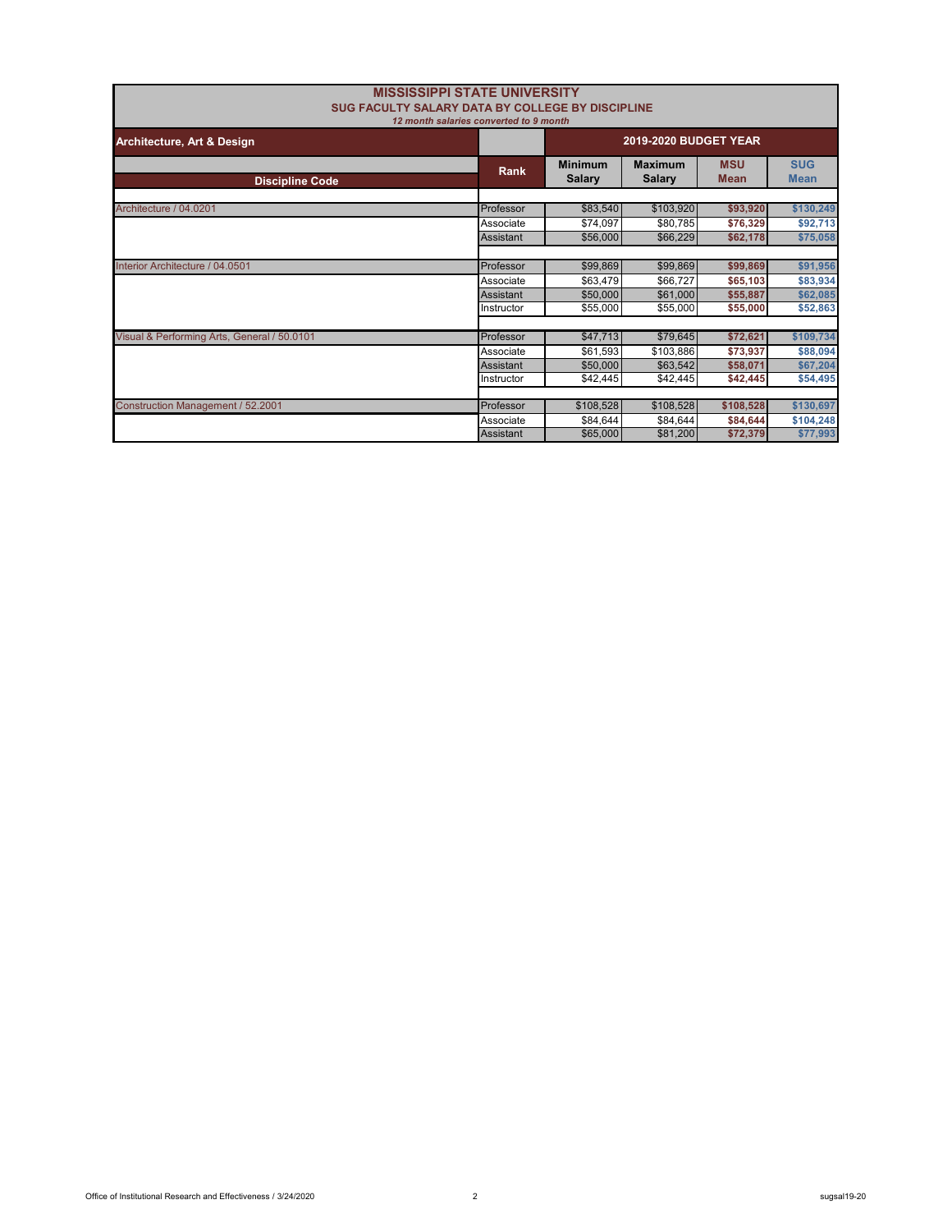# MISSISSIPPI STATE UNIVERSITY

## SUG FACULTY SALARY DATA BY COLLEGE BY DISCIPLINE

*12 month salaries converted to 9 month*

| Architecture, Art & Design | | 2019-2020 BUDGET YEAR | | | |
|---|---|---|---|---|---|
| **Discipline Code** | **Rank** | **Minimum Salary** | **Maximum Salary** | **MSU Mean** | **SUG Mean** |
| Architecture / 04.0201 | Professor | $83,540 | $103,920 | **$93,920** | **$130,249** |
| | Associate | $74,097 | $80,785 | **$76,329** | **$92,713** |
| | Assistant | $56,000 | $66,229 | **$62,178** | **$75,058** |
| Interior Architecture / 04.0501 | Professor | $99,869 | $99,869 | **$99,869** | **$91,956** |
| | Associate | $63,479 | $66,727 | **$65,103** | **$83,934** |
| | Assistant | $50,000 | $61,000 | **$55,887** | **$62,085** |
| | Instructor | $55,000 | $55,000 | **$55,000** | **$52,863** |
| Visual & Performing Arts, General / 50.0101 | Professor | $47,713 | $79,645 | **$72,621** | **$109,734** |
| | Associate | $61,593 | $103,886 | **$73,937** | **$88,094** |
| | Assistant | $50,000 | $63,542 | **$58,071** | **$67,204** |
| | Instructor | $42,445 | $42,445 | **$42,445** | **$54,495** |
| Construction Management / 52.2001 | Professor | $108,528 | $108,528 | **$108,528** | **$130,697** |
| | Associate | $84,644 | $84,644 | **$84,644** | **$104,248** |
| | Assistant | $65,000 | $81,200 | **$72,379** | **$77,993** |

Office of Institutional Research and Effectiveness / 3/24/2020 sugsal19-20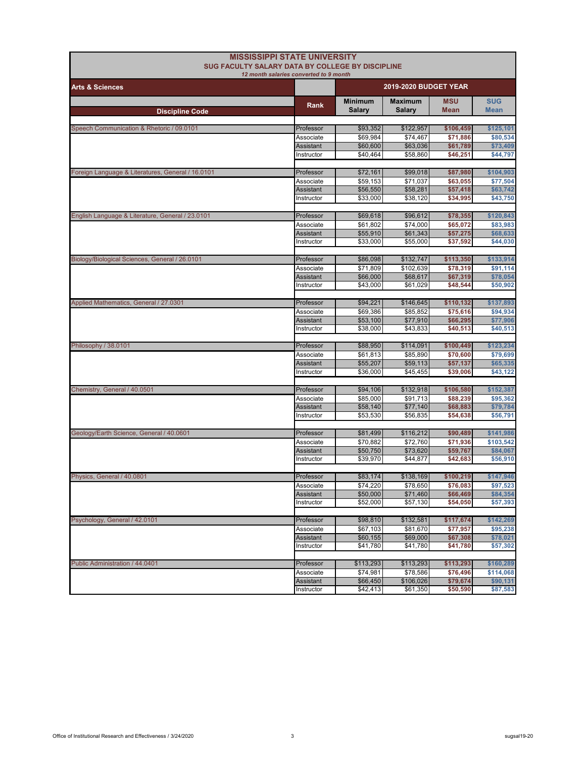# MISSISSIPPI STATE UNIVERSITY

## SUG FACULTY SALARY DATA BY COLLEGE BY DISCIPLINE

*12 month salaries converted to 9 month*

| Arts & Sciences | | 2019-2020 BUDGET YEAR | | | |
|---|---|---|---|---|---|
| **Discipline Code** | **Rank** | **Minimum Salary** | **Maximum Salary** | **MSU Mean** | **SUG Mean** |
| Speech Communication & Rhetoric / 09.0101 | Professor | $93,352 | $122,957 | **$106,459** | **$125,101** |
| | Associate | $69,984 | $74,467 | **$71,886** | **$80,534** |
| | Assistant | $60,600 | $63,036 | **$61,789** | **$73,409** |
| | Instructor | $40,464 | $58,860 | **$46,251** | **$44,797** |
| Foreign Language & Literatures, General / 16.0101 | Professor | $72,161 | $99,018 | **$87,980** | **$104,903** |
| | Associate | $59,153 | $71,037 | **$63,055** | **$77,504** |
| | Assistant | $56,550 | $58,281 | **$57,418** | **$63,742** |
| | Instructor | $33,000 | $38,120 | **$34,995** | **$43,750** |
| English Language & Literature, General / 23.0101 | Professor | $69,618 | $96,612 | **$78,355** | **$120,843** |
| | Associate | $61,802 | $74,000 | **$65,072** | **$83,983** |
| | Assistant | $55,910 | $61,343 | **$57,275** | **$68,633** |
| | Instructor | $33,000 | $55,000 | **$37,592** | **$44,030** |
| Biology/Biological Sciences, General / 26.0101 | Professor | $86,098 | $132,747 | **$113,350** | **$133,914** |
| | Associate | $71,809 | $102,639 | **$78,319** | **$91,114** |
| | Assistant | $66,000 | $68,617 | **$67,319** | **$78,054** |
| | Instructor | $43,000 | $61,029 | **$48,544** | **$50,902** |
| Applied Mathematics, General / 27.0301 | Professor | $94,221 | $146,645 | **$110,132** | **$137,893** |
| | Associate | $69,386 | $85,852 | **$75,616** | **$94,934** |
| | Assistant | $53,100 | $77,910 | **$66,295** | **$77,906** |
| | Instructor | $38,000 | $43,833 | **$40,513** | **$40,513** |
| Philosophy / 38.0101 | Professor | $88,950 | $114,091 | **$100,449** | **$123,234** |
| | Associate | $61,813 | $85,890 | **$70,600** | **$79,699** |
| | Assistant | $55,207 | $59,113 | **$57,137** | **$65,335** |
| | Instructor | $36,000 | $45,455 | **$39,006** | **$43,122** |
| Chemistry, General / 40.0501 | Professor | $94,106 | $132,918 | **$106,580** | **$152,387** |
| | Associate | $85,000 | $91,713 | **$88,239** | **$95,362** |
| | Assistant | $58,140 | $77,140 | **$68,883** | **$79,784** |
| | Instructor | $53,530 | $56,835 | **$54,638** | **$56,791** |
| Geology/Earth Science, General / 40.0601 | Professor | $81,499 | $116,212 | **$90,489** | **$141,986** |
| | Associate | $70,882 | $72,760 | **$71,936** | **$103,542** |
| | Assistant | $50,750 | $73,620 | **$59,767** | **$84,067** |
| | Instructor | $39,970 | $44,877 | **$42,683** | **$56,910** |
| Physics, General / 40.0801 | Professor | $83,174 | $138,169 | **$100,219** | **$147,946** |
| | Associate | $74,220 | $78,650 | **$76,083** | **$97,523** |
| | Assistant | $50,000 | $71,460 | **$66,469** | **$84,354** |
| | Instructor | $52,000 | $57,130 | **$54,050** | **$57,393** |
| Psychology, General / 42.0101 | Professor | $98,810 | $132,581 | **$117,674** | **$142,269** |
| | Associate | $67,103 | $81,670 | **$77,957** | **$95,238** |
| | Assistant | $60,155 | $69,000 | **$67,308** | **$78,021** |
| | Instructor | $41,780 | $41,780 | **$41,780** | **$57,302** |
| Public Administration / 44.0401 | Professor | $113,293 | $113,293 | **$113,293** | **$160,289** |
| | Associate | $74,981 | $78,586 | **$76,496** | **$114,068** |
| | Assistant | $66,450 | $106,026 | **$79,674** | **$90,131** |
| | Instructor | $42,413 | $61,350 | **$50,590** | **$87,583** |

Office of Institutional Research and Effectiveness / 3/24/2020 sugsal19-20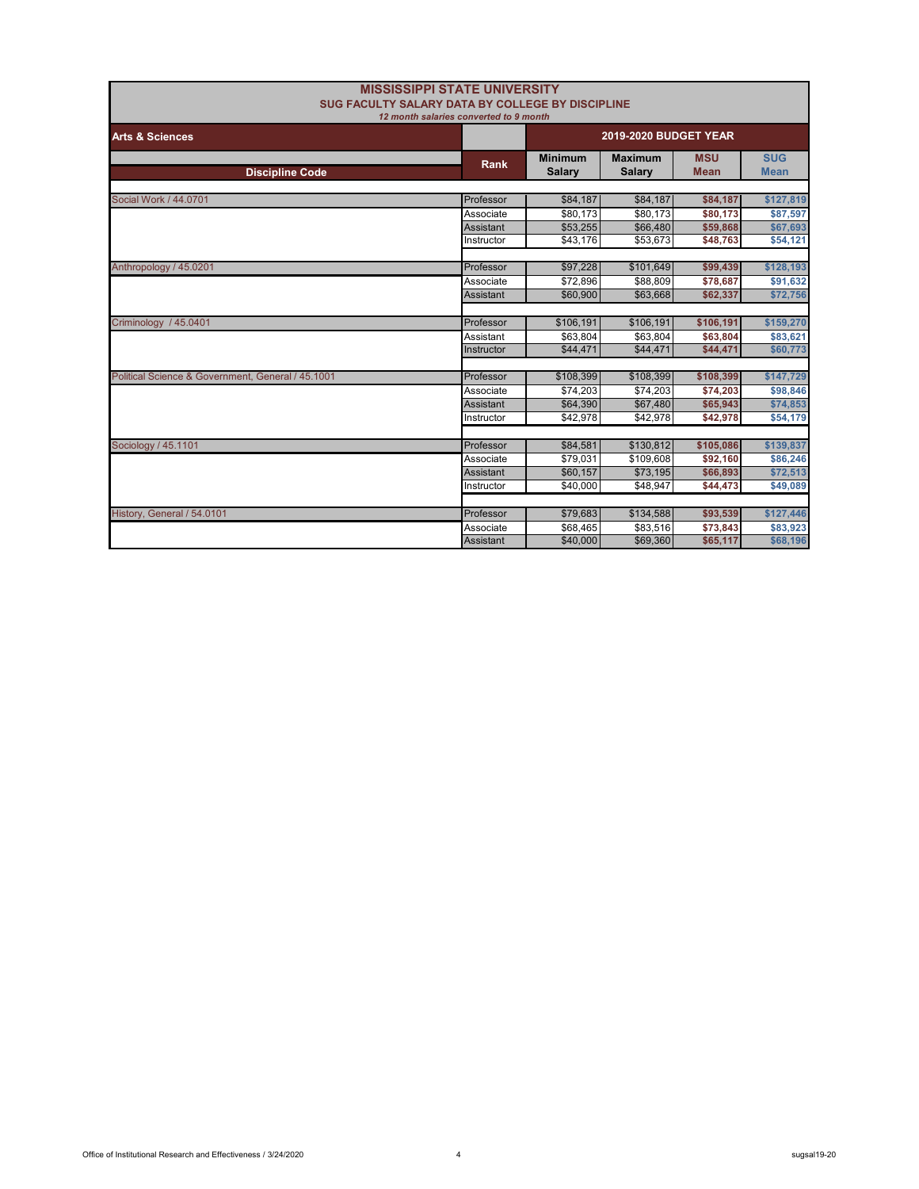# MISSISSIPPI STATE UNIVERSITY

## SUG FACULTY SALARY DATA BY COLLEGE BY DISCIPLINE

*12 month salaries converted to 9 month*

| Arts & Sciences | | 2019-2020 BUDGET YEAR | | | |
|---|---|---|---|---|---|
| Discipline Code | Rank | Minimum Salary | Maximum Salary | MSU Mean | SUG Mean |
| Social Work / 44.0701 | Professor | $84,187 | $84,187 | $84,187 | $127,819 |
| | Associate | $80,173 | $80,173 | $80,173 | $87,597 |
| | Assistant | $53,255 | $66,480 | $59,868 | $67,693 |
| | Instructor | $43,176 | $53,673 | $48,763 | $54,121 |
| Anthropology / 45.0201 | Professor | $97,228 | $101,649 | $99,439 | $128,193 |
| | Associate | $72,896 | $88,809 | $78,687 | $91,632 |
| | Assistant | $60,900 | $63,668 | $62,337 | $72,756 |
| Criminology / 45.0401 | Professor | $106,191 | $106,191 | $106,191 | $159,270 |
| | Assistant | $63,804 | $63,804 | $63,804 | $83,621 |
| | Instructor | $44,471 | $44,471 | $44,471 | $60,773 |
| Political Science & Government, General / 45.1001 | Professor | $108,399 | $108,399 | $108,399 | $147,729 |
| | Associate | $74,203 | $74,203 | $74,203 | $98,846 |
| | Assistant | $64,390 | $67,480 | $65,943 | $74,853 |
| | Instructor | $42,978 | $42,978 | $42,978 | $54,179 |
| Sociology / 45.1101 | Professor | $84,581 | $130,812 | $105,086 | $139,837 |
| | Associate | $79,031 | $109,608 | $92,160 | $86,246 |
| | Assistant | $60,157 | $73,195 | $66,893 | $72,513 |
| | Instructor | $40,000 | $48,947 | $44,473 | $49,089 |
| History, General / 54.0101 | Professor | $79,683 | $134,588 | $93,539 | $127,446 |
| | Associate | $68,465 | $83,516 | $73,843 | $83,923 |
| | Assistant | $40,000 | $69,360 | $65,117 | $68,196 |

Office of Institutional Research and Effectiveness / 3/24/2020

sugsal19-20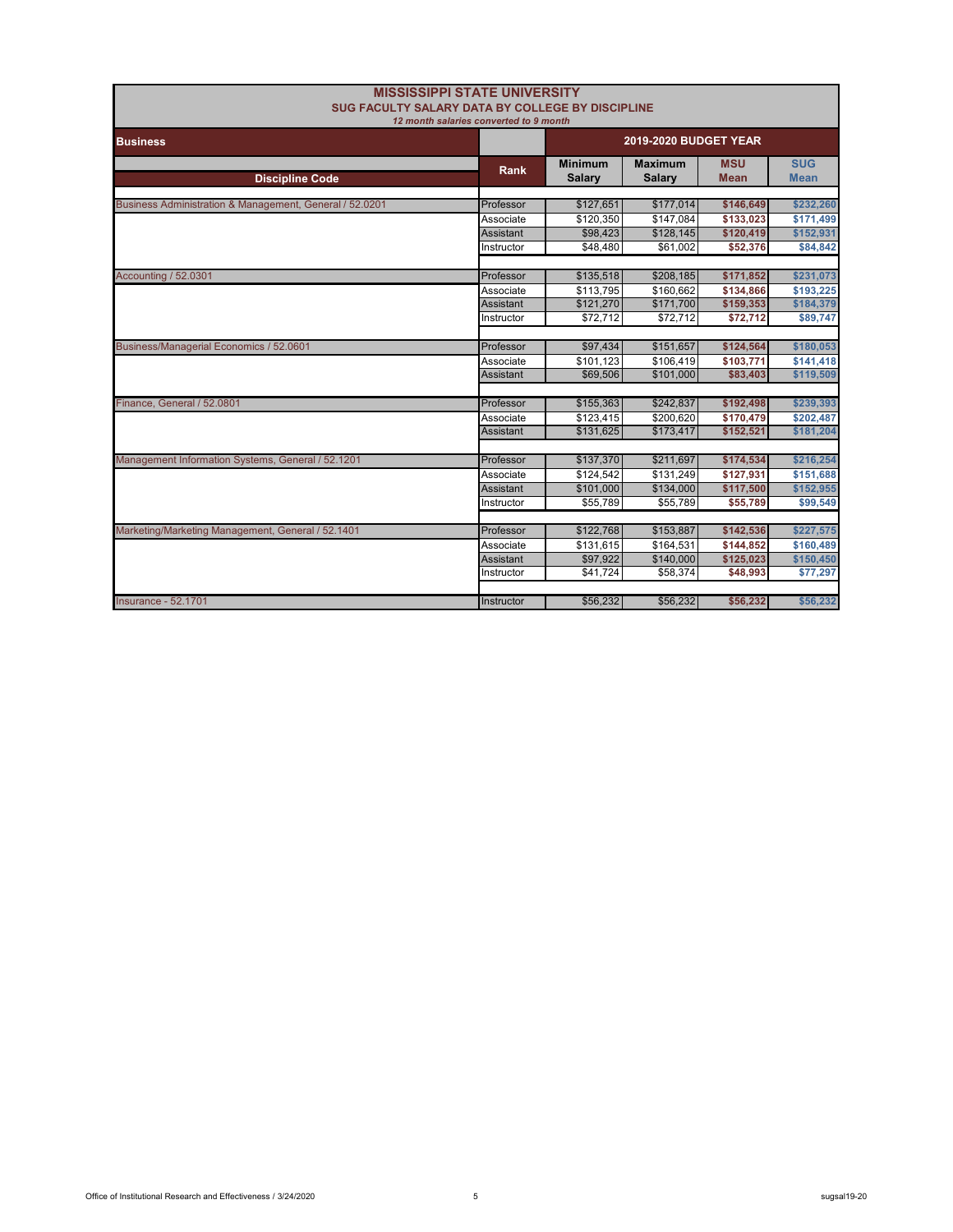# MISSISSIPPI STATE UNIVERSITY

## SUG FACULTY SALARY DATA BY COLLEGE BY DISCIPLINE

*12 month salaries converted to 9 month*

| Business | | 2019-2020 BUDGET YEAR | | | |
|---|---|---|---|---|---|
| Discipline Code | Rank | Minimum Salary | Maximum Salary | MSU Mean | SUG Mean |
| Business Administration & Management, General / 52.0201 | Professor | $127,651 | $177,014 | $146,649 | $232,260 |
| | Associate | $120,350 | $147,084 | $133,023 | $171,499 |
| | Assistant | $98,423 | $128,145 | $120,419 | $152,931 |
| | Instructor | $48,480 | $61,002 | $52,376 | $84,842 |
| Accounting / 52.0301 | Professor | $135,518 | $208,185 | $171,852 | $231,073 |
| | Associate | $113,795 | $160,662 | $134,866 | $193,225 |
| | Assistant | $121,270 | $171,700 | $159,353 | $184,379 |
| | Instructor | $72,712 | $72,712 | $72,712 | $89,747 |
| Business/Managerial Economics / 52.0601 | Professor | $97,434 | $151,657 | $124,564 | $180,053 |
| | Associate | $101,123 | $106,419 | $103,771 | $141,418 |
| | Assistant | $69,506 | $101,000 | $83,403 | $119,509 |
| Finance, General / 52.0801 | Professor | $155,363 | $242,837 | $192,498 | $239,393 |
| | Associate | $123,415 | $200,620 | $170,479 | $202,487 |
| | Assistant | $131,625 | $173,417 | $152,521 | $181,204 |
| Management Information Systems, General / 52.1201 | Professor | $137,370 | $211,697 | $174,534 | $216,254 |
| | Associate | $124,542 | $131,249 | $127,931 | $151,688 |
| | Assistant | $101,000 | $134,000 | $117,500 | $152,955 |
| | Instructor | $55,789 | $55,789 | $55,789 | $99,549 |
| Marketing/Marketing Management, General / 52.1401 | Professor | $122,768 | $153,887 | $142,536 | $227,575 |
| | Associate | $131,615 | $164,531 | $144,852 | $160,489 |
| | Assistant | $97,922 | $140,000 | $125,023 | $150,450 |
| | Instructor | $41,724 | $58,374 | $48,993 | $77,297 |
| Insurance - 52.1701 | Instructor | $56,232 | $56,232 | $56,232 | $56,232 |

Office of Institutional Research and Effectiveness / 3/24/2020 sugsal19-20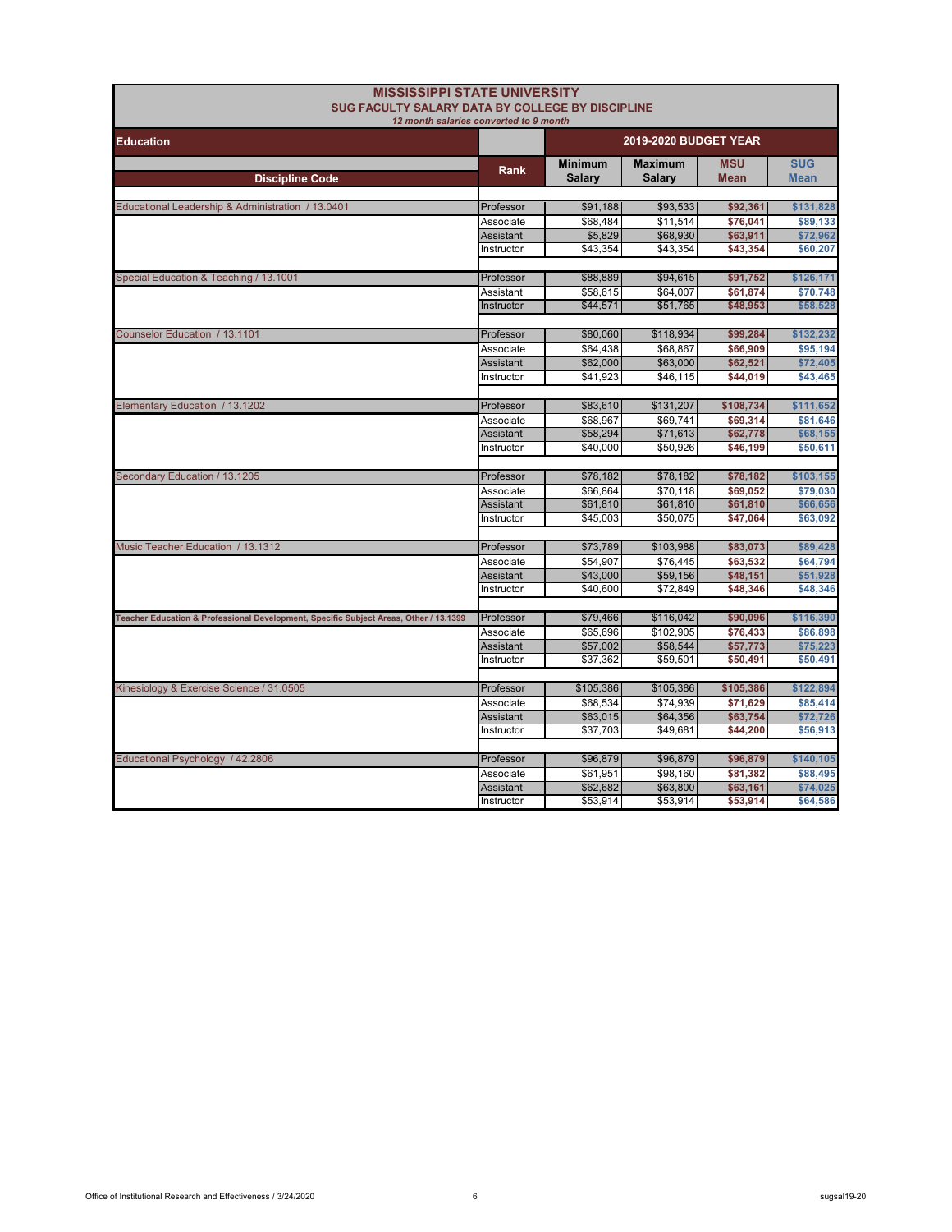# MISSISSIPPI STATE UNIVERSITY

## SUG FACULTY SALARY DATA BY COLLEGE BY DISCIPLINE

*12 month salaries converted to 9 month*

| Education | | 2019-2020 BUDGET YEAR | | | |
|---|---|---|---|---|---|
| Discipline Code | Rank | Minimum Salary | Maximum Salary | MSU Mean | SUG Mean |
| Educational Leadership & Administration / 13.0401 | Professor | $91,188 | $93,533 | $92,361 | $131,828 |
| | Associate | $68,484 | $11,514 | $76,041 | $89,133 |
| | Assistant | $5,829 | $68,930 | $63,911 | $72,962 |
| | Instructor | $43,354 | $43,354 | $43,354 | $60,207 |
| Special Education & Teaching / 13.1001 | Professor | $88,889 | $94,615 | $91,752 | $126,171 |
| | Assistant | $58,615 | $64,007 | $61,874 | $70,748 |
| | Instructor | $44,571 | $51,765 | $48,953 | $58,528 |
| Counselor Education / 13.1101 | Professor | $80,060 | $118,934 | $99,284 | $132,232 |
| | Associate | $64,438 | $68,867 | $66,909 | $95,194 |
| | Assistant | $62,000 | $63,000 | $62,521 | $72,405 |
| | Instructor | $41,923 | $46,115 | $44,019 | $43,465 |
| Elementary Education / 13.1202 | Professor | $83,610 | $131,207 | $108,734 | $111,652 |
| | Associate | $68,967 | $69,741 | $69,314 | $81,646 |
| | Assistant | $58,294 | $71,613 | $62,778 | $68,155 |
| | Instructor | $40,000 | $50,926 | $46,199 | $50,611 |
| Secondary Education / 13.1205 | Professor | $78,182 | $78,182 | $78,182 | $103,155 |
| | Associate | $66,864 | $70,118 | $69,052 | $79,030 |
| | Assistant | $61,810 | $61,810 | $61,810 | $66,656 |
| | Instructor | $45,003 | $50,075 | $47,064 | $63,092 |
| Music Teacher Education / 13.1312 | Professor | $73,789 | $103,988 | $83,073 | $89,428 |
| | Associate | $54,907 | $76,445 | $63,532 | $64,794 |
| | Assistant | $43,000 | $59,156 | $48,151 | $51,928 |
| | Instructor | $40,600 | $72,849 | $48,346 | $48,346 |
| Teacher Education & Professional Development, Specific Subject Areas, Other / 13.1399 | Professor | $79,466 | $116,042 | $90,096 | $116,390 |
| | Associate | $65,696 | $102,905 | $76,433 | $86,898 |
| | Assistant | $57,002 | $58,544 | $57,773 | $75,223 |
| | Instructor | $37,362 | $59,501 | $50,491 | $50,491 |
| Kinesiology & Exercise Science / 31.0505 | Professor | $105,386 | $105,386 | $105,386 | $122,894 |
| | Associate | $68,534 | $74,939 | $71,629 | $85,414 |
| | Assistant | $63,015 | $64,356 | $63,754 | $72,726 |
| | Instructor | $37,703 | $49,681 | $44,200 | $56,913 |
| Educational Psychology / 42.2806 | Professor | $96,879 | $96,879 | $96,879 | $140,105 |
| | Associate | $61,951 | $98,160 | $81,382 | $88,495 |
| | Assistant | $62,682 | $63,800 | $63,161 | $74,025 |
| | Instructor | $53,914 | $53,914 | $53,914 | $64,586 |

Office of Institutional Research and Effectiveness / 3/24/2020

sugsal19-20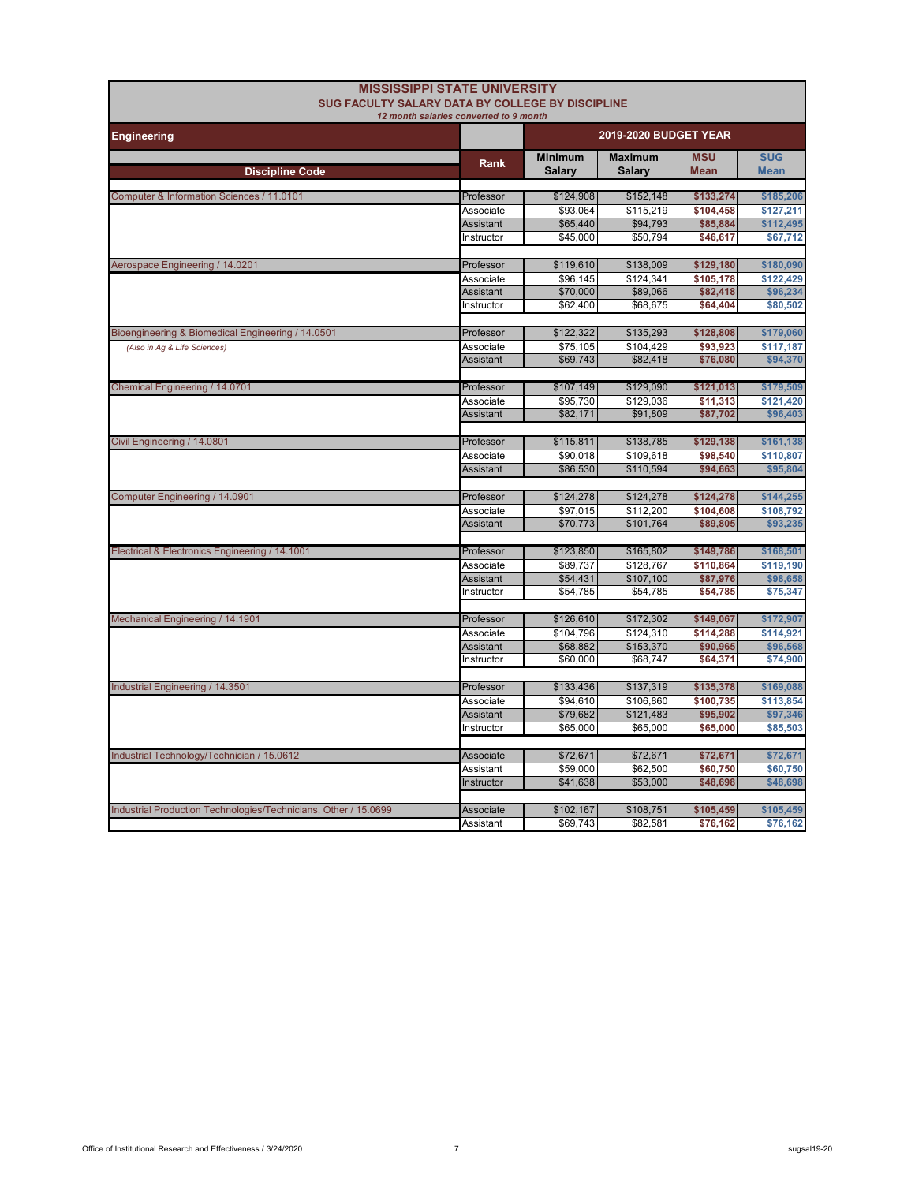# MISSISSIPPI STATE UNIVERSITY

## SUG FACULTY SALARY DATA BY COLLEGE BY DISCIPLINE

*12 month salaries converted to 9 month*

| Engineering | | 2019-2020 BUDGET YEAR | | | |
|---|---|---|---|---|---|
| **Discipline Code** | **Rank** | **Minimum Salary** | **Maximum Salary** | **MSU Mean** | **SUG Mean** |
| Computer & Information Sciences / 11.0101 | Professor | $124,908 | $152,148 | $133,274 | $185,206 |
| | Associate | $93,064 | $115,219 | $104,458 | $127,211 |
| | Assistant | $65,440 | $94,793 | $85,884 | $112,495 |
| | Instructor | $45,000 | $50,794 | $46,617 | $67,712 |
| Aerospace Engineering / 14.0201 | Professor | $119,610 | $138,009 | $129,180 | $180,090 |
| | Associate | $96,145 | $124,341 | $105,178 | $122,429 |
| | Assistant | $70,000 | $89,066 | $82,418 | $96,234 |
| | Instructor | $62,400 | $68,675 | $64,404 | $80,502 |
| Bioengineering & Biomedical Engineering / 14.0501 | Professor | $122,322 | $135,293 | $128,808 | $179,060 |
| *(Also in Ag & Life Sciences)* | Associate | $75,105 | $104,429 | $93,923 | $117,187 |
| | Assistant | $69,743 | $82,418 | $76,080 | $94,370 |
| Chemical Engineering / 14.0701 | Professor | $107,149 | $129,090 | $121,013 | $179,509 |
| | Associate | $95,730 | $129,036 | $11,313 | $121,420 |
| | Assistant | $82,171 | $91,809 | $87,702 | $96,403 |
| Civil Engineering / 14.0801 | Professor | $115,811 | $138,785 | $129,138 | $161,138 |
| | Associate | $90,018 | $109,618 | $98,540 | $110,807 |
| | Assistant | $86,530 | $110,594 | $94,663 | $95,804 |
| Computer Engineering / 14.0901 | Professor | $124,278 | $124,278 | $124,278 | $144,255 |
| | Associate | $97,015 | $112,200 | $104,608 | $108,792 |
| | Assistant | $70,773 | $101,764 | $89,805 | $93,235 |
| Electrical & Electronics Engineering / 14.1001 | Professor | $123,850 | $165,802 | $149,786 | $168,501 |
| | Associate | $89,737 | $128,767 | $110,864 | $119,190 |
| | Assistant | $54,431 | $107,100 | $87,976 | $98,658 |
| | Instructor | $54,785 | $54,785 | $54,785 | $75,347 |
| Mechanical Engineering / 14.1901 | Professor | $126,610 | $172,302 | $149,067 | $172,907 |
| | Associate | $104,796 | $124,310 | $114,288 | $114,921 |
| | Assistant | $68,882 | $153,370 | $90,965 | $96,568 |
| | Instructor | $60,000 | $68,747 | $64,371 | $74,900 |
| Industrial Engineering / 14.3501 | Professor | $133,436 | $137,319 | $135,378 | $169,088 |
| | Associate | $94,610 | $106,860 | $100,735 | $113,854 |
| | Assistant | $79,682 | $121,483 | $95,902 | $97,346 |
| | Instructor | $65,000 | $65,000 | $65,000 | $85,503 |
| Industrial Technology/Technician / 15.0612 | Associate | $72,671 | $72,671 | $72,671 | $72,671 |
| | Assistant | $59,000 | $62,500 | $60,750 | $60,750 |
| | Instructor | $41,638 | $53,000 | $48,698 | $48,698 |
| Industrial Production Technologies/Technicians, Other / 15.0699 | Associate | $102,167 | $108,751 | $105,459 | $105,459 |
| | Assistant | $69,743 | $82,581 | $76,162 | $76,162 |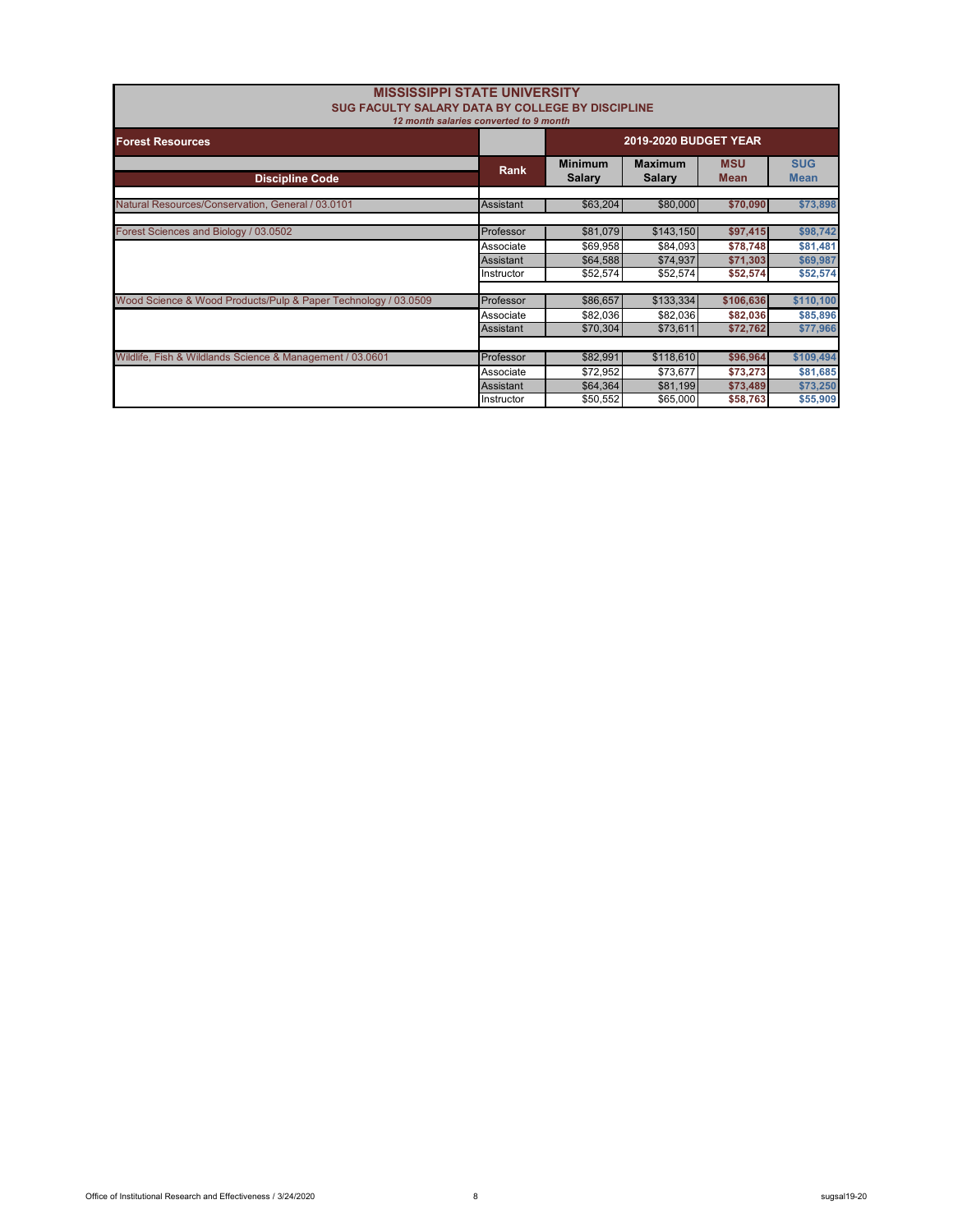# MISSISSIPPI STATE UNIVERSITY

## SUG FACULTY SALARY DATA BY COLLEGE BY DISCIPLINE

*12 month salaries converted to 9 month*

| Forest Resources | | 2019-2020 BUDGET YEAR | | | |
|---|---|---|---|---|---|
| **Discipline Code** | **Rank** | **Minimum Salary** | **Maximum Salary** | **MSU Mean** | **SUG Mean** |
| Natural Resources/Conservation, General / 03.0101 | Assistant | $63,204 | $80,000 | $70,090 | $73,898 |
| Forest Sciences and Biology / 03.0502 | Professor | $81,079 | $143,150 | $97,415 | $98,742 |
| | Associate | $69,958 | $84,093 | $78,748 | $81,481 |
| | Assistant | $64,588 | $74,937 | $71,303 | $69,987 |
| | Instructor | $52,574 | $52,574 | $52,574 | $52,574 |
| Wood Science & Wood Products/Pulp & Paper Technology / 03.0509 | Professor | $86,657 | $133,334 | $106,636 | $110,100 |
| | Associate | $82,036 | $82,036 | $82,036 | $85,896 |
| | Assistant | $70,304 | $73,611 | $72,762 | $77,966 |
| Wildlife, Fish & Wildlands Science & Management / 03.0601 | Professor | $82,991 | $118,610 | $96,964 | $109,494 |
| | Associate | $72,952 | $73,677 | $73,273 | $81,685 |
| | Assistant | $64,364 | $81,199 | $73,489 | $73,250 |
| | Instructor | $50,552 | $65,000 | $58,763 | $55,909 |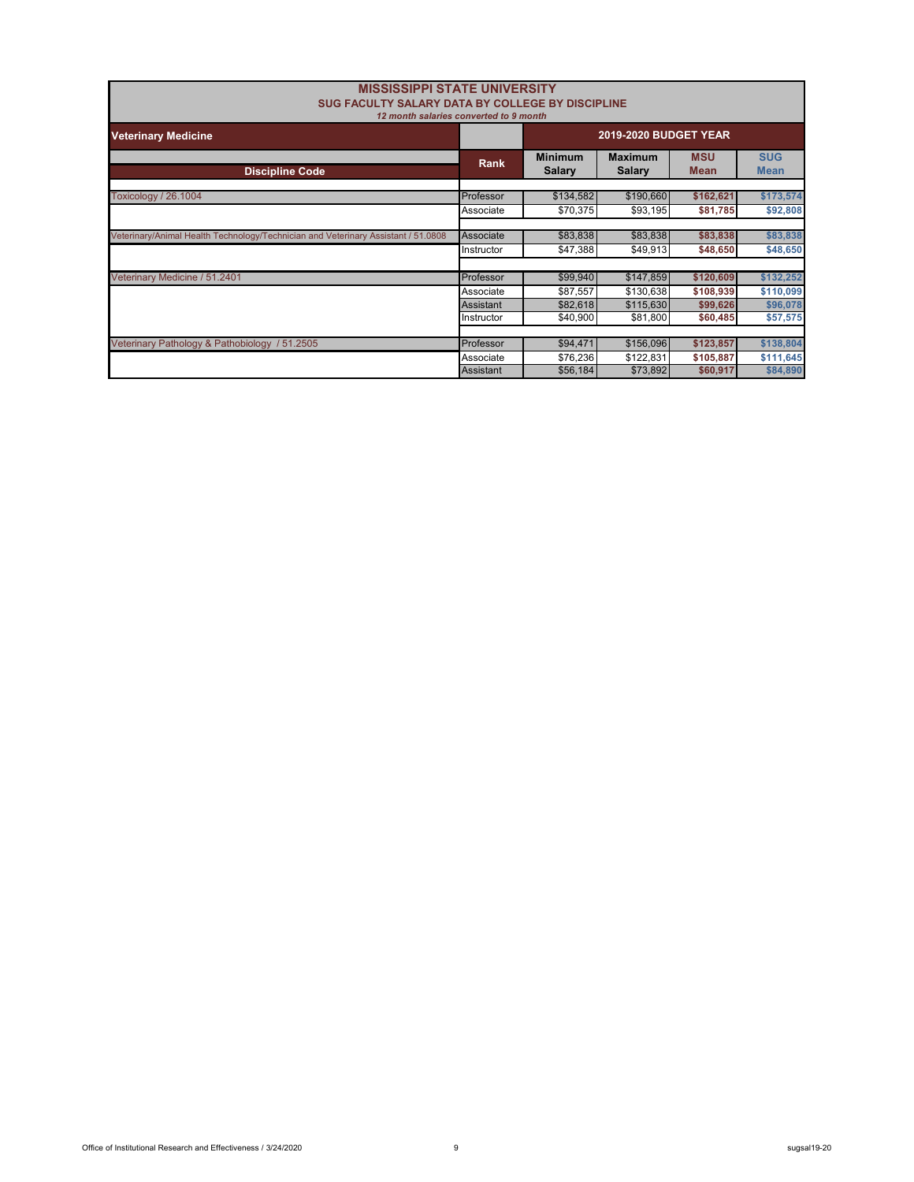# MISSISSIPPI STATE UNIVERSITY

## SUG FACULTY SALARY DATA BY COLLEGE BY DISCIPLINE

*12 month salaries converted to 9 month*

| Veterinary Medicine | | 2019-2020 BUDGET YEAR | | | |
|---|---|---|---|---|---|
| Discipline Code | Rank | Minimum Salary | Maximum Salary | MSU Mean | SUG Mean |
| Toxicology / 26.1004 | Professor | $134,582 | $190,660 | **$162,621** | **$173,574** |
| | Associate | $70,375 | $93,195 | **$81,785** | **$92,808** |
| Veterinary/Animal Health Technology/Technician and Veterinary Assistant / 51.0808 | Associate | $83,838 | $83,838 | **$83,838** | **$83,838** |
| | Instructor | $47,388 | $49,913 | **$48,650** | **$48,650** |
| Veterinary Medicine / 51.2401 | Professor | $99,940 | $147,859 | **$120,609** | **$132,252** |
| | Associate | $87,557 | $130,638 | **$108,939** | **$110,099** |
| | Assistant | $82,618 | $115,630 | **$99,626** | **$96,078** |
| | Instructor | $40,900 | $81,800 | **$60,485** | **$57,575** |
| Veterinary Pathology & Pathobiology / 51.2505 | Professor | $94,471 | $156,096 | **$123,857** | **$138,804** |
| | Associate | $76,236 | $122,831 | **$105,887** | **$111,645** |
| | Assistant | $56,184 | $73,892 | **$60,917** | **$84,890** |

Office of Institutional Research and Effectiveness / 3/24/2020

sugsal19-20